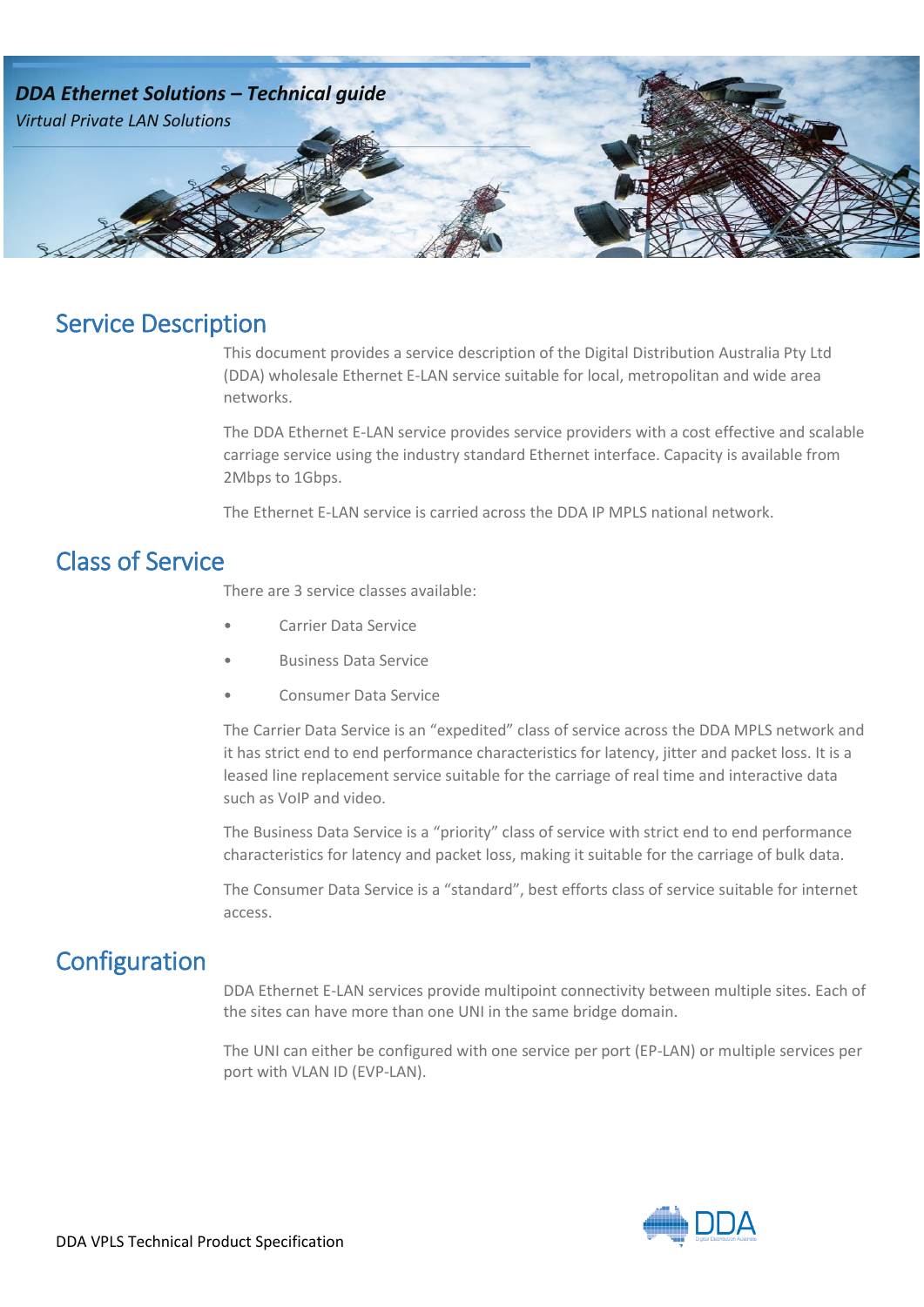***DDA Ethernet Solutions – Technical guide***

*Virtual Private LAN Solutions*

## Service Description

This document provides a service description of the Digital Distribution Australia Pty Ltd (DDA) wholesale Ethernet E-LAN service suitable for local, metropolitan and wide area networks.

The DDA Ethernet E-LAN service provides service providers with a cost effective and scalable carriage service using the industry standard Ethernet interface. Capacity is available from 2Mbps to 1Gbps.

The Ethernet E-LAN service is carried across the DDA IP MPLS national network.

## Class of Service

There are 3 service classes available:

- Carrier Data Service
- Business Data Service
- Consumer Data Service

The Carrier Data Service is an "expedited" class of service across the DDA MPLS network and it has strict end to end performance characteristics for latency, jitter and packet loss. It is a leased line replacement service suitable for the carriage of real time and interactive data such as VoIP and video.

The Business Data Service is a "priority" class of service with strict end to end performance characteristics for latency and packet loss, making it suitable for the carriage of bulk data.

The Consumer Data Service is a "standard", best efforts class of service suitable for internet access.

## Configuration

DDA Ethernet E-LAN services provide multipoint connectivity between multiple sites. Each of the sites can have more than one UNI in the same bridge domain.

The UNI can either be configured with one service per port (EP-LAN) or multiple services per port with VLAN ID (EVP-LAN).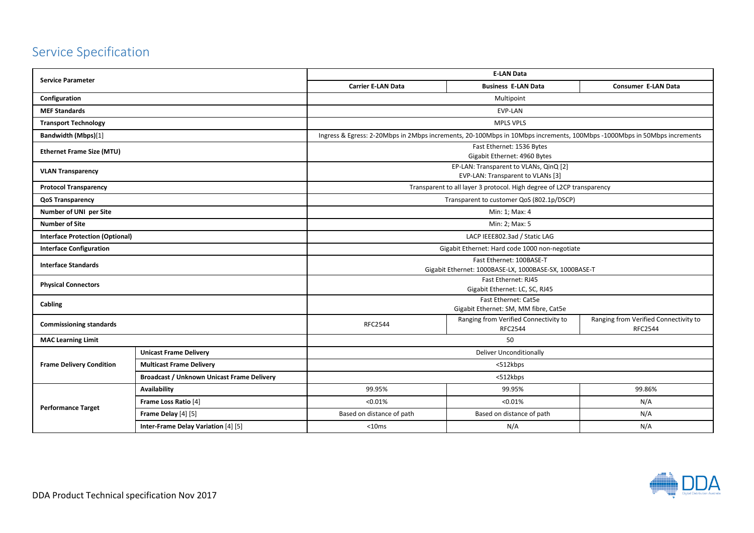# Service Specification

| Service Parameter | | E-LAN Data | | |
|---|---|---|---|---|
| | | Carrier E-LAN Data | Business E-LAN Data | Consumer E-LAN Data |
| Configuration | | Multipoint | | |
| MEF Standards | | EVP-LAN | | |
| Transport Technology | | MPLS VPLS | | |
| Bandwidth (Mbps)[1] | | Ingress & Egress: 2-20Mbps in 2Mbps increments, 20-100Mbps in 10Mbps increments, 100Mbps -1000Mbps in 50Mbps increments | | |
| Ethernet Frame Size (MTU) | | Fast Ethernet: 1536 Bytes<br>Gigabit Ethernet: 4960 Bytes | | |
| VLAN Transparency | | EP-LAN: Transparent to VLANs, QinQ [2]<br>EVP-LAN: Transparent to VLANs [3] | | |
| Protocol Transparency | | Transparent to all layer 3 protocol. High degree of L2CP transparency | | |
| QoS Transparency | | Transparent to customer QoS (802.1p/DSCP) | | |
| Number of UNI per Site | | Min: 1; Max: 4 | | |
| Number of Site | | Min: 2; Max: 5 | | |
| Interface Protection (Optional) | | LACP IEEE802.3ad / Static LAG | | |
| Interface Configuration | | Gigabit Ethernet: Hard code 1000 non-negotiate | | |
| Interface Standards | | Fast Ethernet: 100BASE-T<br>Gigabit Ethernet: 1000BASE-LX, 1000BASE-SX, 1000BASE-T | | |
| Physical Connectors | | Fast Ethernet: RJ45<br>Gigabit Ethernet: LC, SC, RJ45 | | |
| Cabling | | Fast Ethernet: Cat5e<br>Gigabit Ethernet: SM, MM fibre, Cat5e | | |
| Commissioning standards | | RFC2544 | Ranging from Verified Connectivity to RFC2544 | Ranging from Verified Connectivity to RFC2544 |
| MAC Learning Limit | | 50 | | |
| Frame Delivery Condition | Unicast Frame Delivery | Deliver Unconditionally | | |
| | Multicast Frame Delivery | <512kbps | | |
| | Broadcast / Unknown Unicast Frame Delivery | <512kbps | | |
| Performance Target | Availability | 99.95% | 99.95% | 99.86% |
| | Frame Loss Ratio [4] | <0.01% | <0.01% | N/A |
| | Frame Delay [4] [5] | Based on distance of path | Based on distance of path | N/A |
| | Inter-Frame Delay Variation [4] [5] | <10ms | N/A | N/A |

DDA Product Technical specification Nov 2017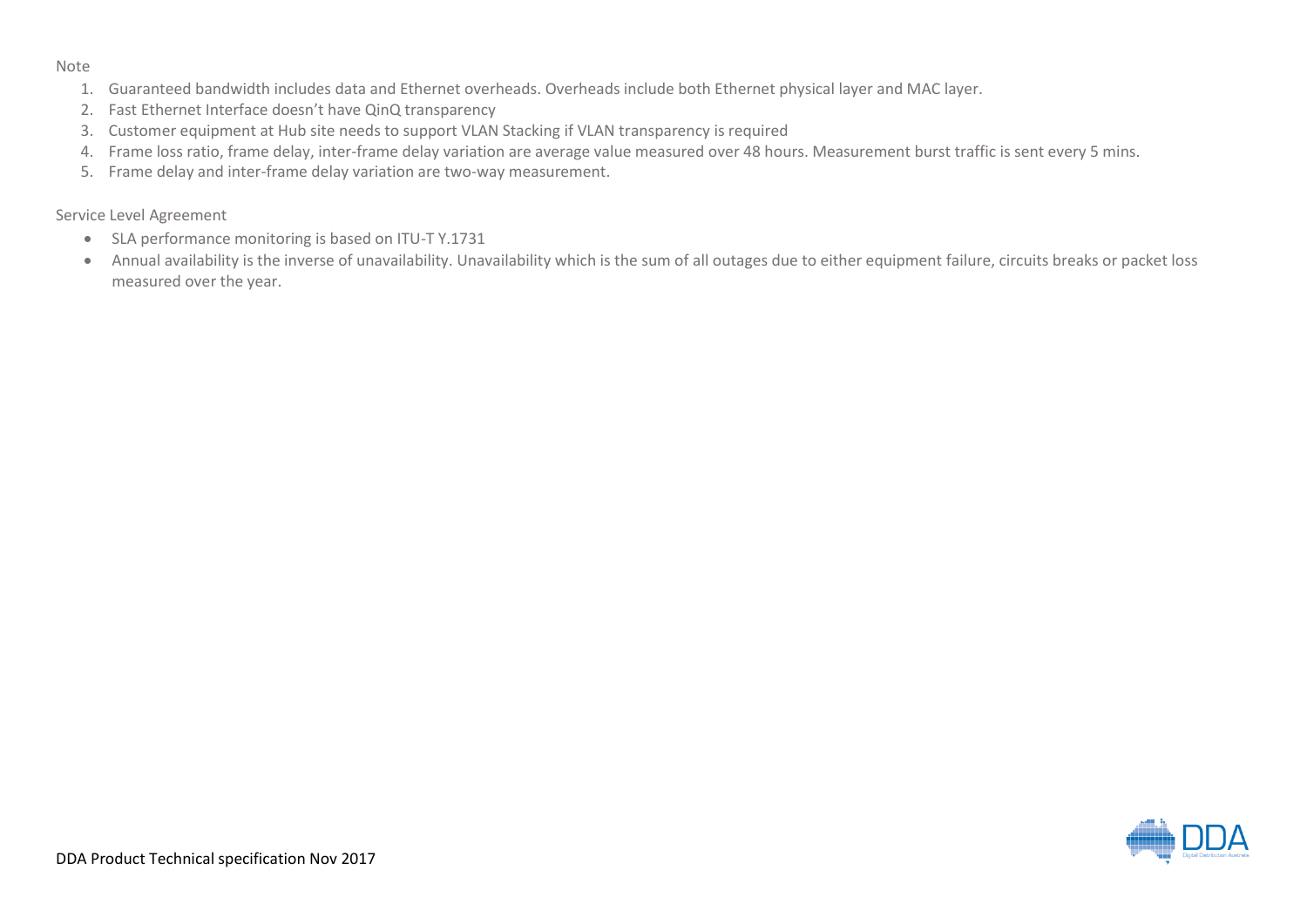Note

1. Guaranteed bandwidth includes data and Ethernet overheads. Overheads include both Ethernet physical layer and MAC layer.
2. Fast Ethernet Interface doesn't have QinQ transparency
3. Customer equipment at Hub site needs to support VLAN Stacking if VLAN transparency is required
4. Frame loss ratio, frame delay, inter-frame delay variation are average value measured over 48 hours. Measurement burst traffic is sent every 5 mins.
5. Frame delay and inter-frame delay variation are two-way measurement.

Service Level Agreement

- SLA performance monitoring is based on ITU-T Y.1731
- Annual availability is the inverse of unavailability. Unavailability which is the sum of all outages due to either equipment failure, circuits breaks or packet loss measured over the year.